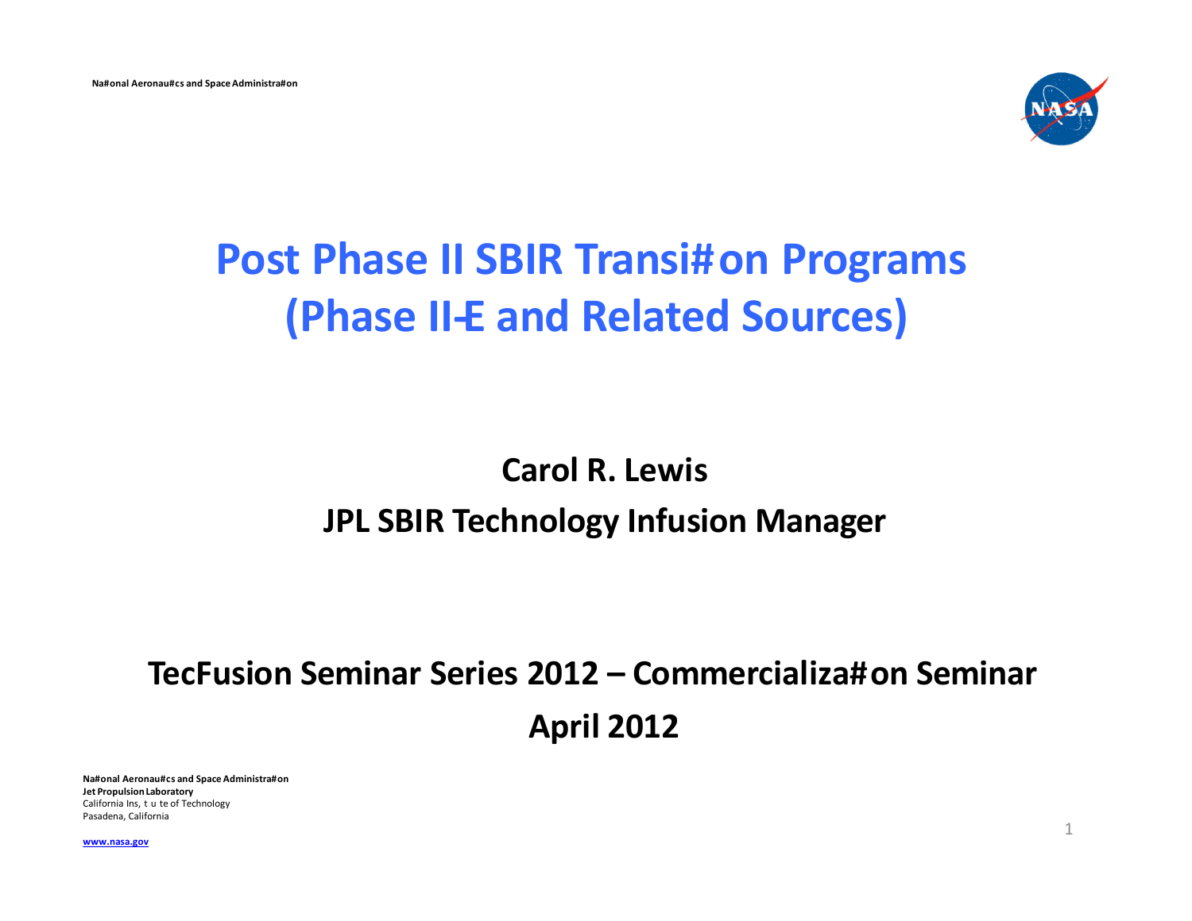# Post Phase II SBIR Transi#on Programs (Phase II-E and Related Sources)

**Carol R. Lewis**

**JPL SBIR Technology Infusion Manager**

**TecFusion Seminar Series 2012 – Commercializa#on Seminar**

**April 2012**

**Na#onal Aeronau#cs and Space Administra#on**
**Jet Propulsion Laboratory**
California Ins, t u te of Technology
Pasadena, California

**www.nasa.gov**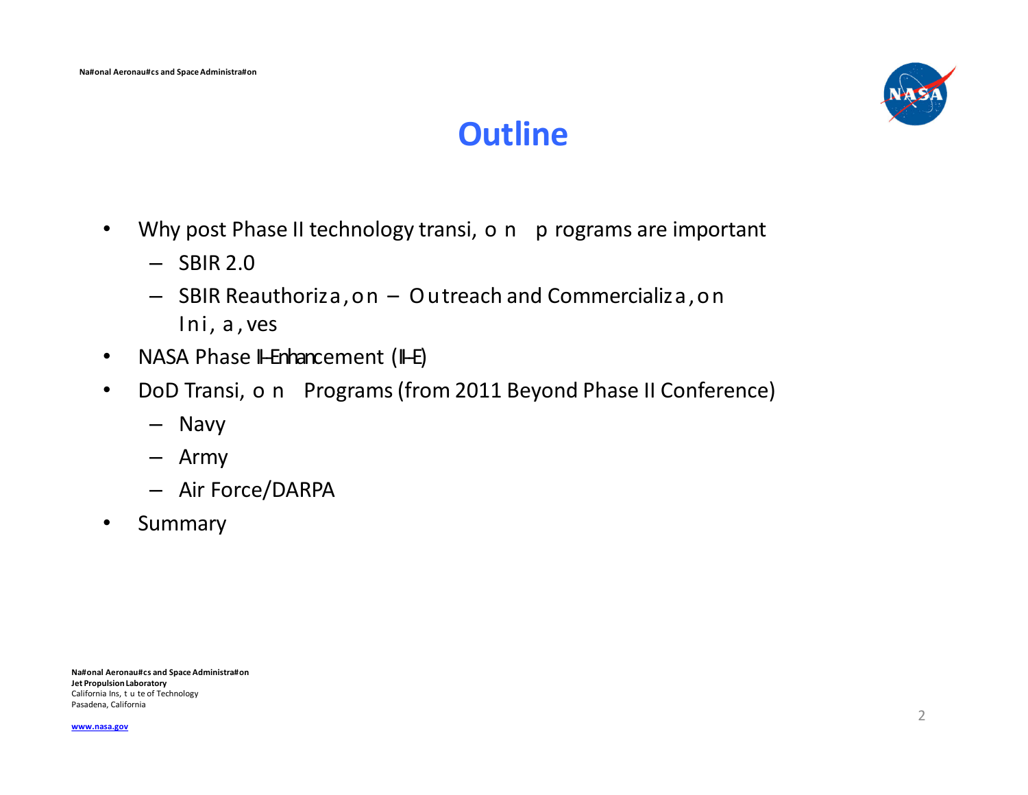# Outline

- Why post Phase II technology transition programs are important
  - SBIR 2.0
  - SBIR Reauthorization – Outreach and Commercialization Initiatives
- NASA Phase II-Enhancement (II-E)
- DoD Transition Programs (from 2011 Beyond Phase II Conference)
  - Navy
  - Army
  - Air Force/DARPA
- Summary

National Aeronautics and Space Administration
Jet Propulsion Laboratory
California Institute of Technology
Pasadena, California

www.nasa.gov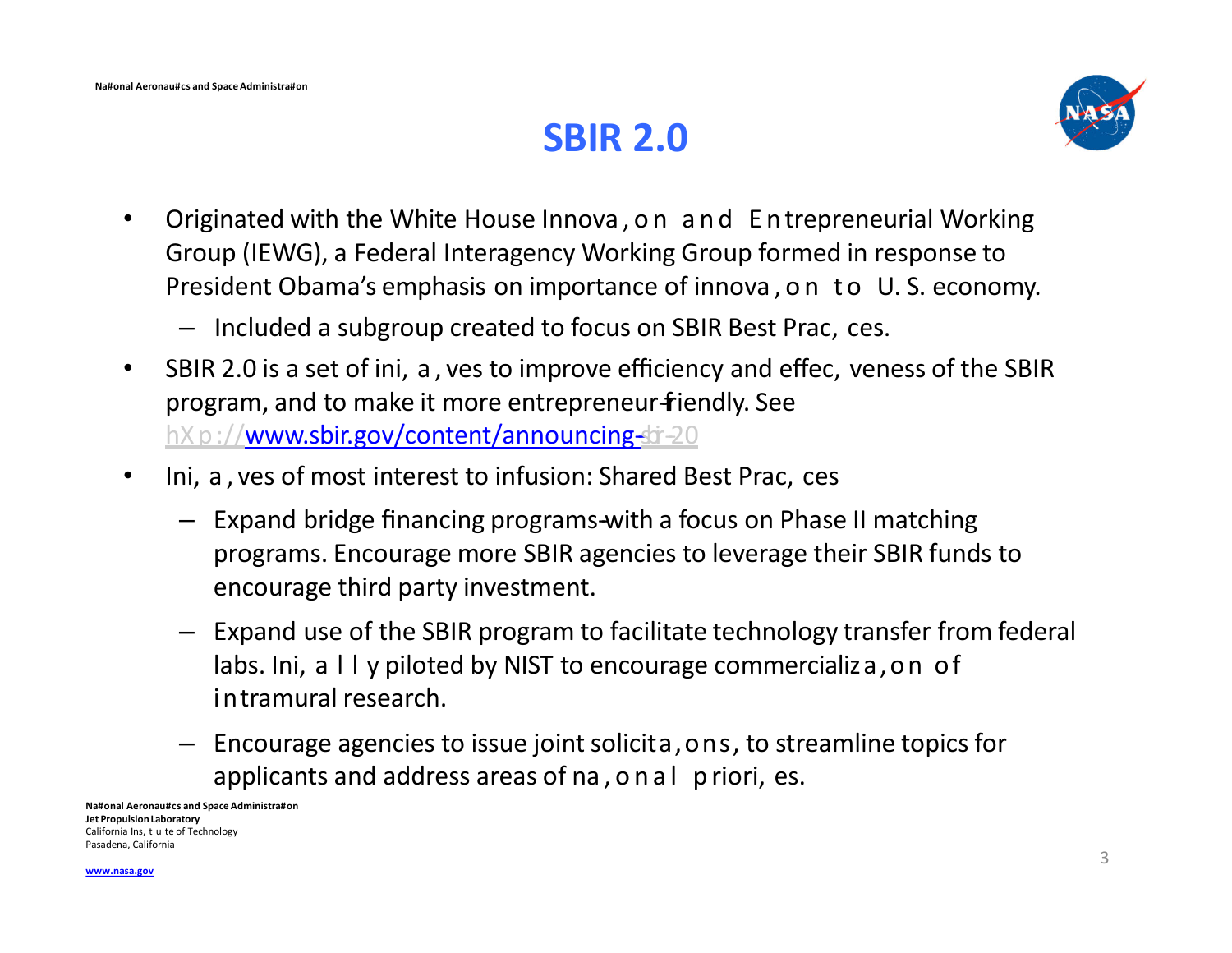# SBIR 2.0

- Originated with the White House Innovation and Entrepreneurial Working Group (IEWG), a Federal Interagency Working Group formed in response to President Obama's emphasis on importance of innovation to U. S. economy.
  - Included a subgroup created to focus on SBIR Best Practices.
- SBIR 2.0 is a set of initiatives to improve efficiency and effectiveness of the SBIR program, and to make it more entrepreneur-friendly. See http://www.sbir.gov/content/announcing-sbir-20
- Initiatives of most interest to infusion: Shared Best Practices
  - Expand bridge financing programs-with a focus on Phase II matching programs. Encourage more SBIR agencies to leverage their SBIR funds to encourage third party investment.
  - Expand use of the SBIR program to facilitate technology transfer from federal labs. Initially piloted by NIST to encourage commercialization of intramural research.
  - Encourage agencies to issue joint solicitations, to streamline topics for applicants and address areas of national priorities.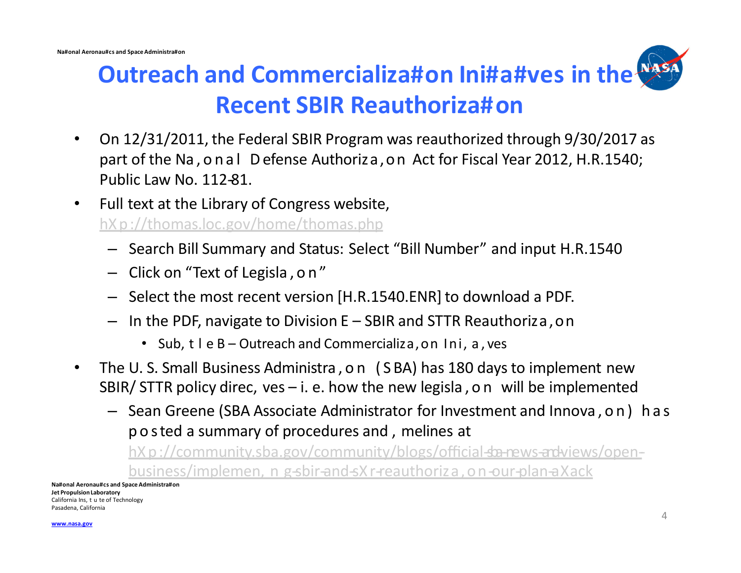# Outreach and Commercialization Initiatives in the Recent SBIR Reauthorization

- On 12/31/2011, the Federal SBIR Program was reauthorized through 9/30/2017 as part of the National Defense Authorization Act for Fiscal Year 2012, H.R.1540; Public Law No. 112-81.
- Full text at the Library of Congress website, http://thomas.loc.gov/home/thomas.php
  - Search Bill Summary and Status: Select "Bill Number" and input H.R.1540
  - Click on "Text of Legislation"
  - Select the most recent version [H.R.1540.ENR] to download a PDF.
  - In the PDF, navigate to Division E – SBIR and STTR Reauthorization
    - Subtitle B – Outreach and Commercialization Initiatives
- The U. S. Small Business Administration (SBA) has 180 days to implement new SBIR/ STTR policy directives – i. e. how the new legislation will be implemented
  - Sean Greene (SBA Associate Administrator for Investment and Innovation) has posted a summary of procedures and timelines at http://community.sba.gov/community/blogs/official-sba-news-and-views/open-business/implementing-sbir-and-sttr-reauthorization-our-plan-attack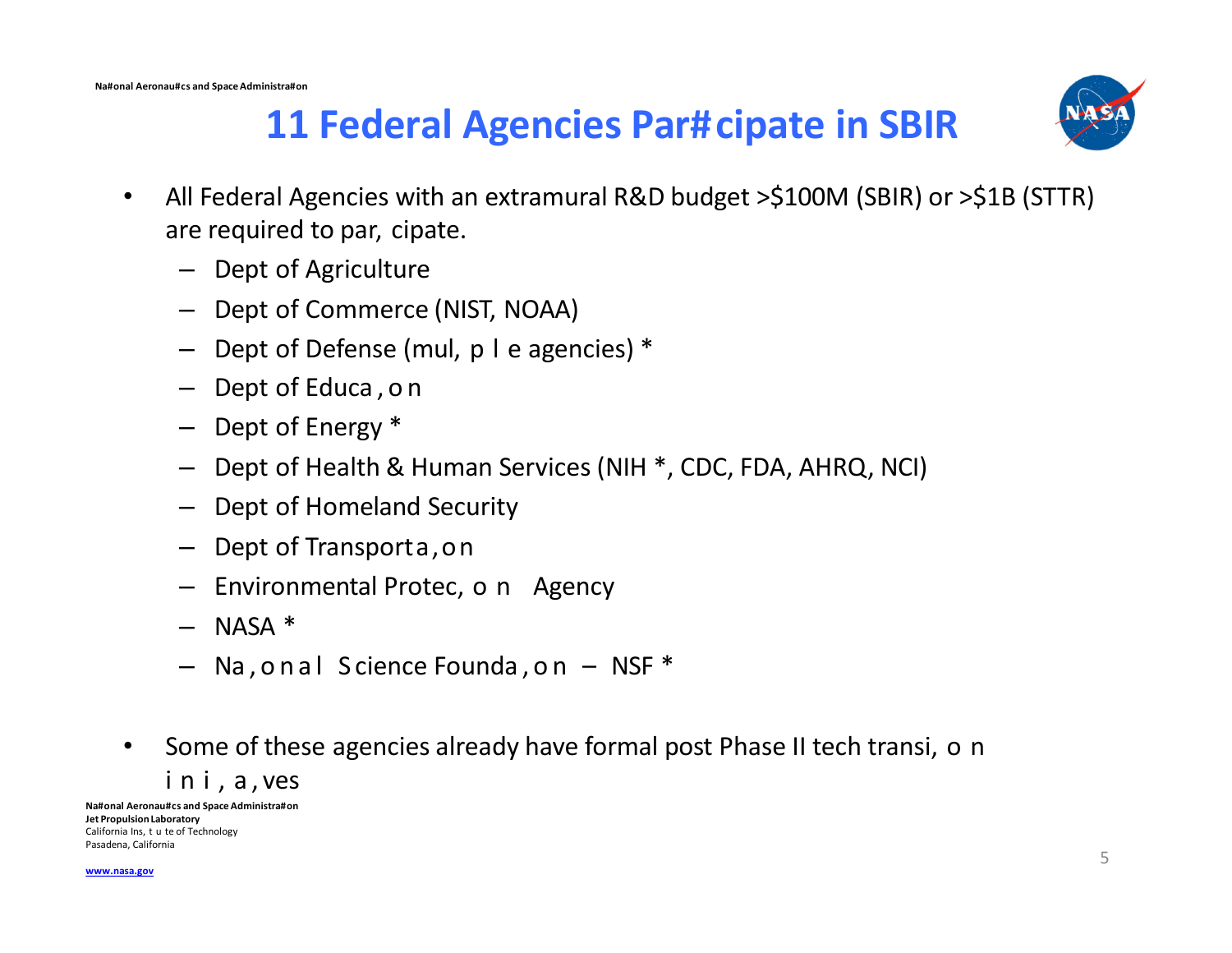# 11 Federal Agencies Participate in SBIR

- All Federal Agencies with an extramural R&D budget >$100M (SBIR) or >$1B (STTR) are required to participate.
  - Dept of Agriculture
  - Dept of Commerce (NIST, NOAA)
  - Dept of Defense (multiple agencies) *
  - Dept of Education
  - Dept of Energy *
  - Dept of Health & Human Services (NIH *, CDC, FDA, AHRQ, NCI)
  - Dept of Homeland Security
  - Dept of Transportation
  - Environmental Protection Agency
  - NASA *
  - National Science Foundation – NSF *

- Some of these agencies already have formal post Phase II tech transition initiatives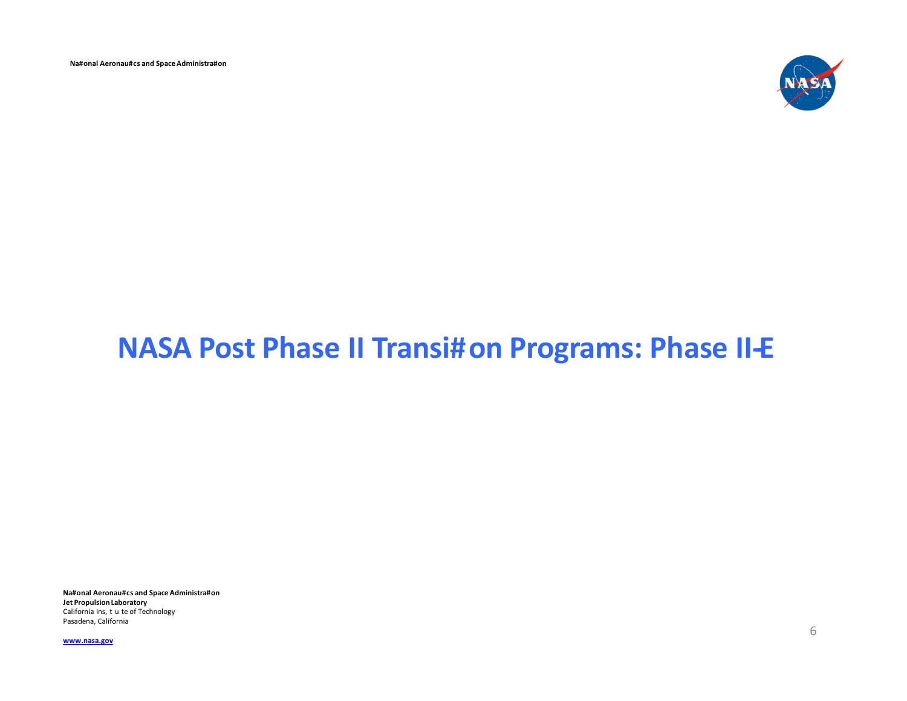# NASA Post Phase II Transition Programs: Phase II-E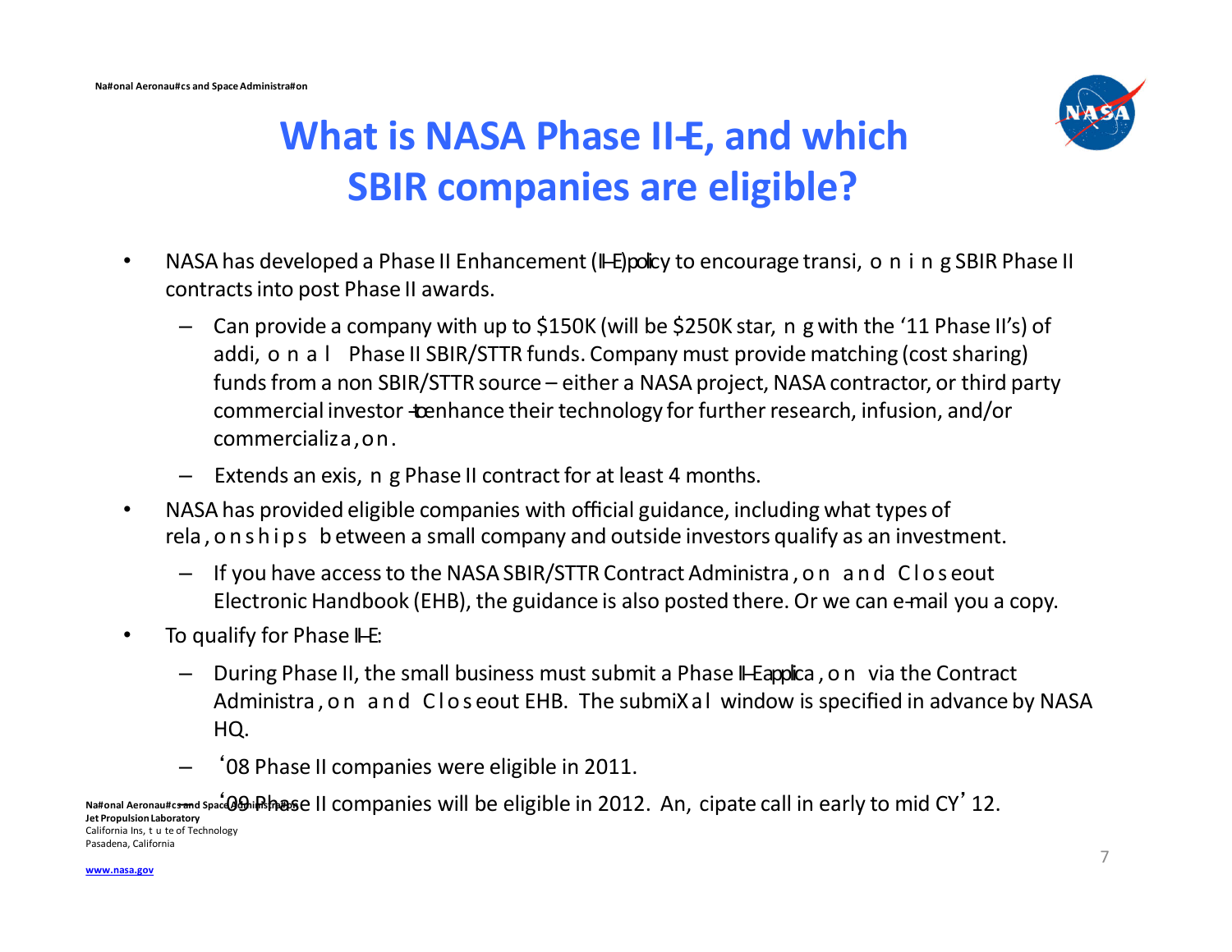# What is NASA Phase II-E, and which SBIR companies are eligible?

- NASA has developed a Phase II Enhancement (II-E) policy to encourage transitioning SBIR Phase II contracts into post Phase II awards.
  - Can provide a company with up to $150K (will be $250K starting with the '11 Phase II's) of additional Phase II SBIR/STTR funds. Company must provide matching (cost sharing) funds from a non SBIR/STTR source – either a NASA project, NASA contractor, or third party commercial investor - to enhance their technology for further research, infusion, and/or commercialization.
  - Extends an existing Phase II contract for at least 4 months.
- NASA has provided eligible companies with official guidance, including what types of relationships between a small company and outside investors qualify as an investment.
  - If you have access to the NASA SBIR/STTR Contract Administration and Closeout Electronic Handbook (EHB), the guidance is also posted there. Or we can e-mail you a copy.
- To qualify for Phase II-E:
  - During Phase II, the small business must submit a Phase II-E application via the Contract Administration and Closeout EHB. The submittal window is specified in advance by NASA HQ.
  - '08 Phase II companies were eligible in 2011.
  - '09 Phase II companies will be eligible in 2012. Anticipate call in early to mid CY'12.

Jet Propulsion Laboratory
California Institute of Technology
Pasadena, California

www.nasa.gov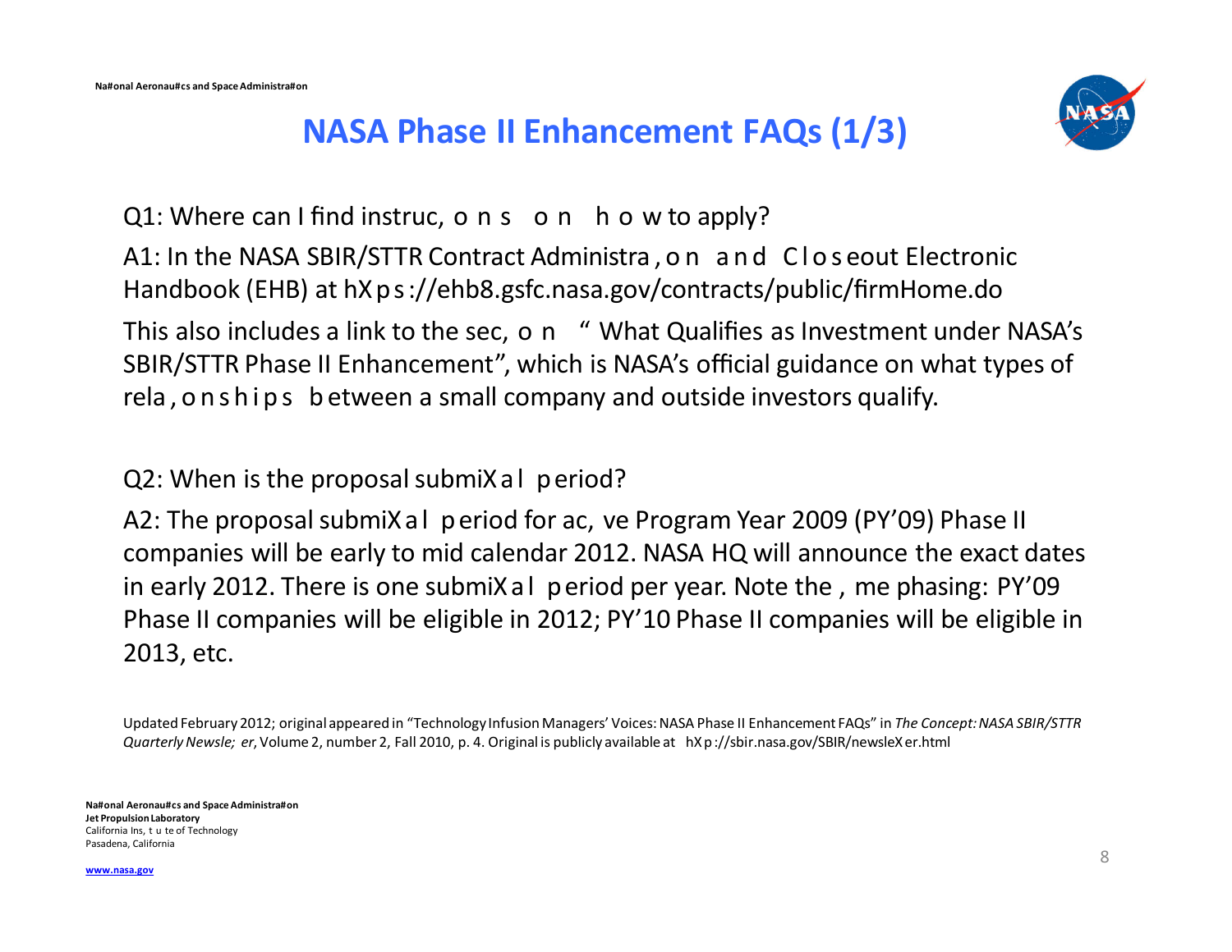# NASA Phase II Enhancement FAQs (1/3)

Q1: Where can I find instructions on how to apply?

A1: In the NASA SBIR/STTR Contract Administration and Closeout Electronic Handbook (EHB) at https://ehb8.gsfc.nasa.gov/contracts/public/firmHome.do

This also includes a link to the section "What Qualifies as Investment under NASA's SBIR/STTR Phase II Enhancement", which is NASA's official guidance on what types of relationships between a small company and outside investors qualify.

Q2: When is the proposal submittal period?

A2: The proposal submittal period for active Program Year 2009 (PY'09) Phase II companies will be early to mid calendar 2012. NASA HQ will announce the exact dates in early 2012. There is one submittal period per year. Note the time phasing: PY'09 Phase II companies will be eligible in 2012; PY'10 Phase II companies will be eligible in 2013, etc.

Updated February 2012; original appeared in "Technology Infusion Managers' Voices: NASA Phase II Enhancement FAQs" in *The Concept: NASA SBIR/STTR Quarterly Newsletter*, Volume 2, number 2, Fall 2010, p. 4. Original is publicly available at http://sbir.nasa.gov/SBIR/newsletter.html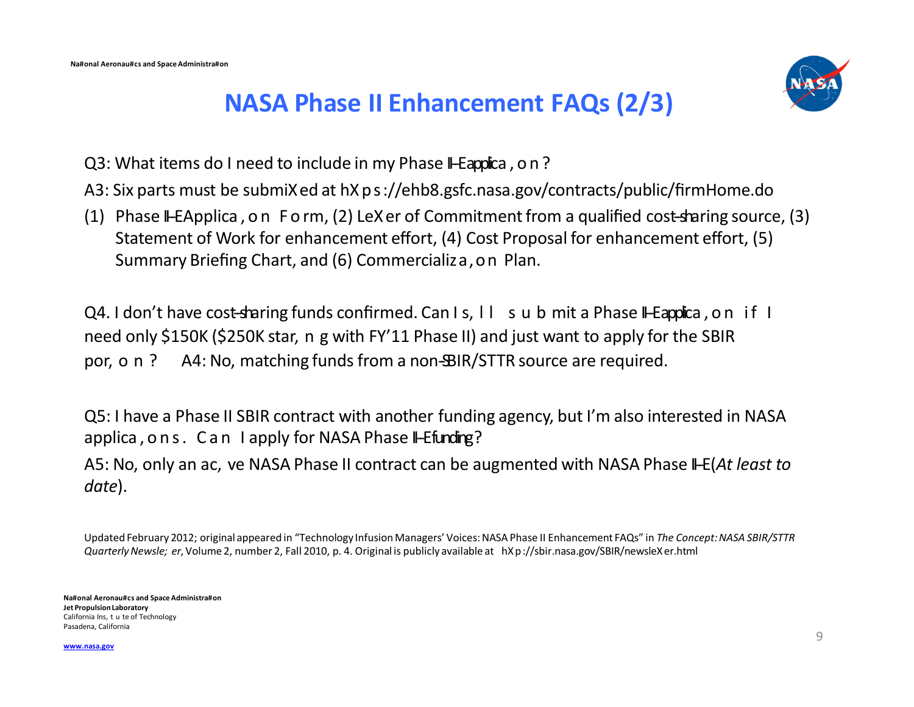# NASA Phase II Enhancement FAQs (2/3)

Q3: What items do I need to include in my Phase II-E application?

A3: Six parts must be submitted at https://ehb8.gsfc.nasa.gov/contracts/public/firmHome.do

(1) Phase II-E Application Form, (2) Letter of Commitment from a qualified cost-sharing source, (3) Statement of Work for enhancement effort, (4) Cost Proposal for enhancement effort, (5) Summary Briefing Chart, and (6) Commercialization Plan.

Q4. I don't have cost-sharing funds confirmed. Can I still submit a Phase II-E application if I need only $150K ($250K starting with FY'11 Phase II) and just want to apply for the SBIR portion? A4: No, matching funds from a non-SBIR/STTR source are required.

Q5: I have a Phase II SBIR contract with another funding agency, but I'm also interested in NASA applications. Can I apply for NASA Phase II-E funding?

A5: No, only an active NASA Phase II contract can be augmented with NASA Phase II-E (*At least to date*).

Updated February 2012; original appeared in "Technology Infusion Managers' Voices: NASA Phase II Enhancement FAQs" in *The Concept: NASA SBIR/STTR Quarterly Newsletter*, Volume 2, number 2, Fall 2010, p. 4. Original is publicly available at http://sbir.nasa.gov/SBIR/newsletter.html

National Aeronautics and Space Administration
Jet Propulsion Laboratory
California Institute of Technology
Pasadena, California

www.nasa.gov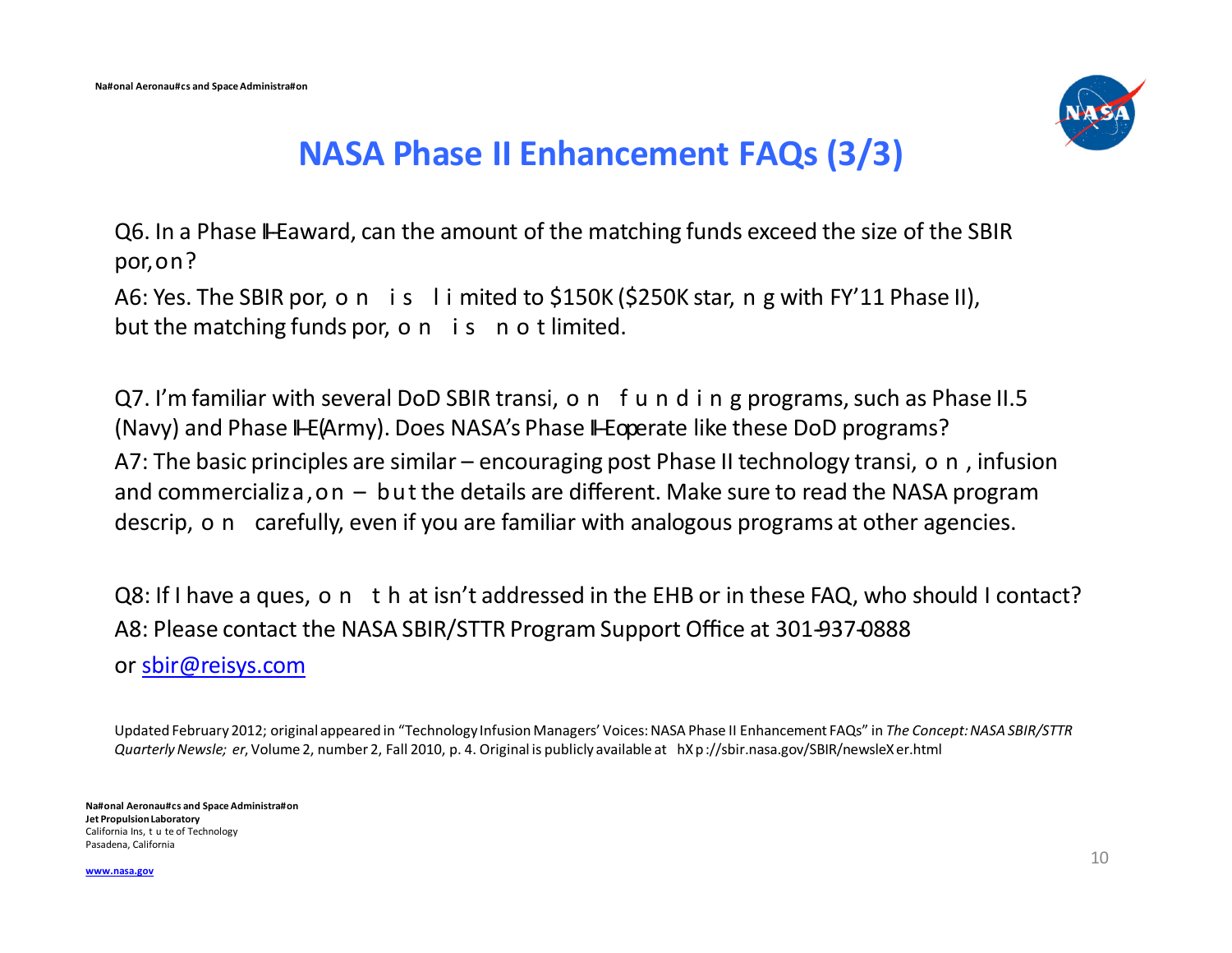# NASA Phase II Enhancement FAQs (3/3)

Q6. In a Phase II-E award, can the amount of the matching funds exceed the size of the SBIR portion?

A6: Yes. The SBIR portion is limited to $150K ($250K starting with FY'11 Phase II), but the matching funds portion is not limited.

Q7. I'm familiar with several DoD SBIR transition funding programs, such as Phase II.5 (Navy) and Phase II-E (Army). Does NASA's Phase II-E operate like these DoD programs?

A7: The basic principles are similar – encouraging post Phase II technology transition, infusion and commercialization – but the details are different. Make sure to read the NASA program description carefully, even if you are familiar with analogous programs at other agencies.

Q8: If I have a question that isn't addressed in the EHB or in these FAQ, who should I contact?

A8: Please contact the NASA SBIR/STTR Program Support Office at 301-937-0888 or sbir@reisys.com

Updated February 2012; original appeared in "Technology Infusion Managers' Voices: NASA Phase II Enhancement FAQs" in *The Concept: NASA SBIR/STTR Quarterly Newsletter*, Volume 2, number 2, Fall 2010, p. 4. Original is publicly available at http://sbir.nasa.gov/SBIR/newsletter.html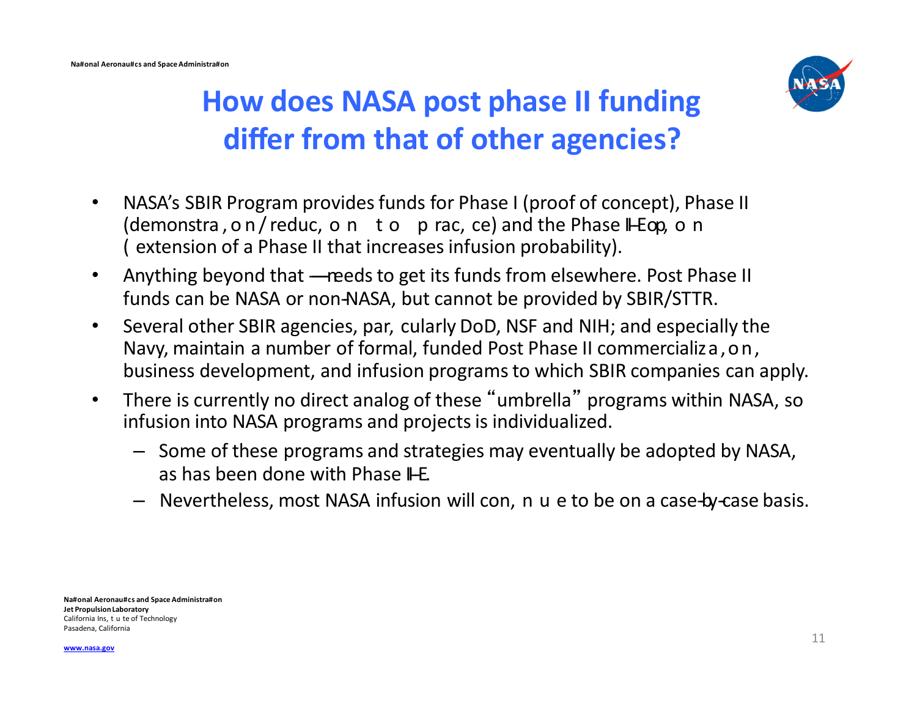# How does NASA post phase II funding differ from that of other agencies?

- NASA's SBIR Program provides funds for Phase I (proof of concept), Phase II (demonstration/reduction to practice) and the Phase II-E option (extension of a Phase II that increases infusion probability).
- Anything beyond that — needs to get its funds from elsewhere. Post Phase II funds can be NASA or non-NASA, but cannot be provided by SBIR/STTR.
- Several other SBIR agencies, particularly DoD, NSF and NIH; and especially the Navy, maintain a number of formal, funded Post Phase II commercialization, business development, and infusion programs to which SBIR companies can apply.
- There is currently no direct analog of these "umbrella" programs within NASA, so infusion into NASA programs and projects is individualized.
  - Some of these programs and strategies may eventually be adopted by NASA, as has been done with Phase II-E.
  - Nevertheless, most NASA infusion will continue to be on a case-by-case basis.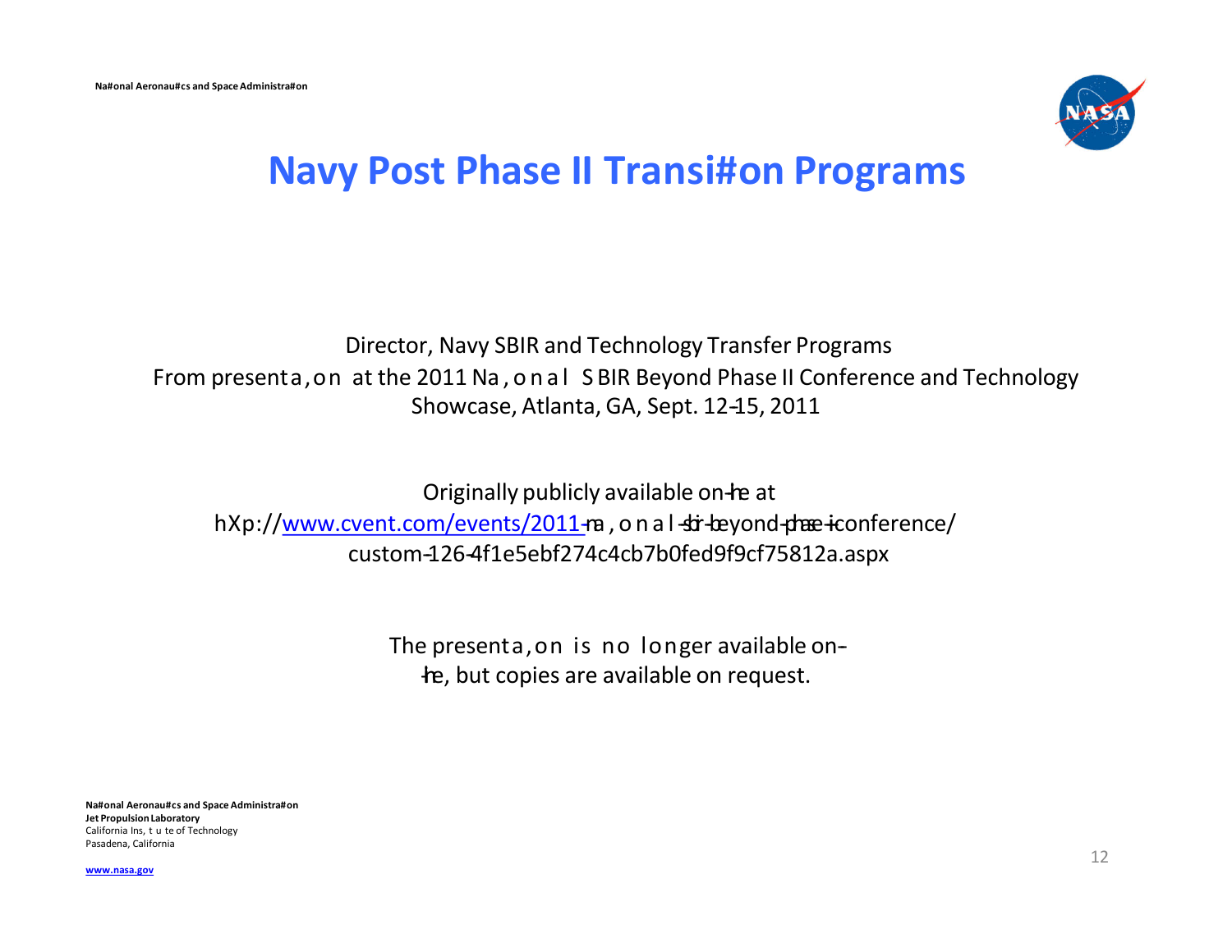# Navy Post Phase II Transi#on Programs

Director, Navy SBIR and Technology Transfer Programs
From presenta,on at the 2011 Na,onal SBIR Beyond Phase II Conference and Technology Showcase, Atlanta, GA, Sept. 12-15, 2011

Originally publicly available on-line at
hXp://www.cvent.com/events/2011-na,onal-sbir-beyond-phase-ii-conference/custom-126-4f1e5ebf274c4cb7b0fed9f9cf75812a.aspx

The presenta,on is no longer available on-line, but copies are available on request.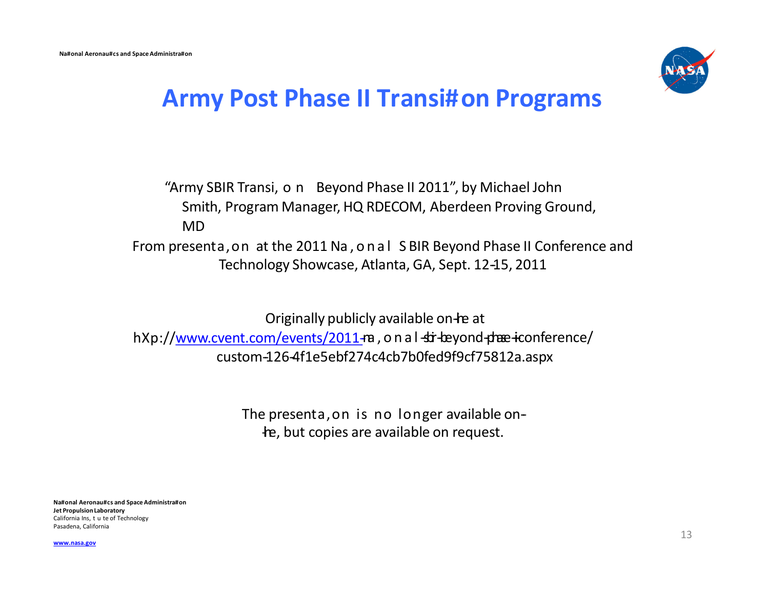# Army Post Phase II Transition Programs

"Army SBIR Transition Beyond Phase II 2011", by Michael John Smith, Program Manager, HQ RDECOM, Aberdeen Proving Ground, MD

From presentation at the 2011 National SBIR Beyond Phase II Conference and Technology Showcase, Atlanta, GA, Sept. 12-15, 2011

Originally publicly available on-line at http://www.cvent.com/events/2011-national-sbir-beyond-phase-ii-conference/custom-126-4f1e5ebf274c4cb7b0fed9f9cf75812a.aspx

The presentation is no longer available on-line, but copies are available on request.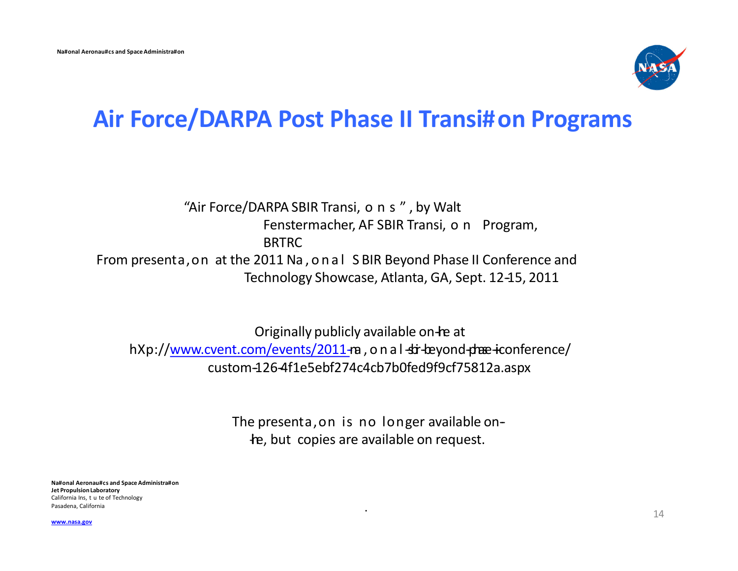# Air Force/DARPA Post Phase II Transition Programs

"Air Force/DARPA SBIR Transitions", by Walt Fenstermacher, AF SBIR Transition Program, BRTRC

From presentation at the 2011 National SBIR Beyond Phase II Conference and Technology Showcase, Atlanta, GA, Sept. 12-15, 2011

Originally publicly available on-line at http://www.cvent.com/events/2011-national-sbir-beyond-phase-ii-conference/custom-126-4f1e5ebf274c4cb7b0fed9f9cf75812a.aspx

The presentation is no longer available on-line, but copies are available on request.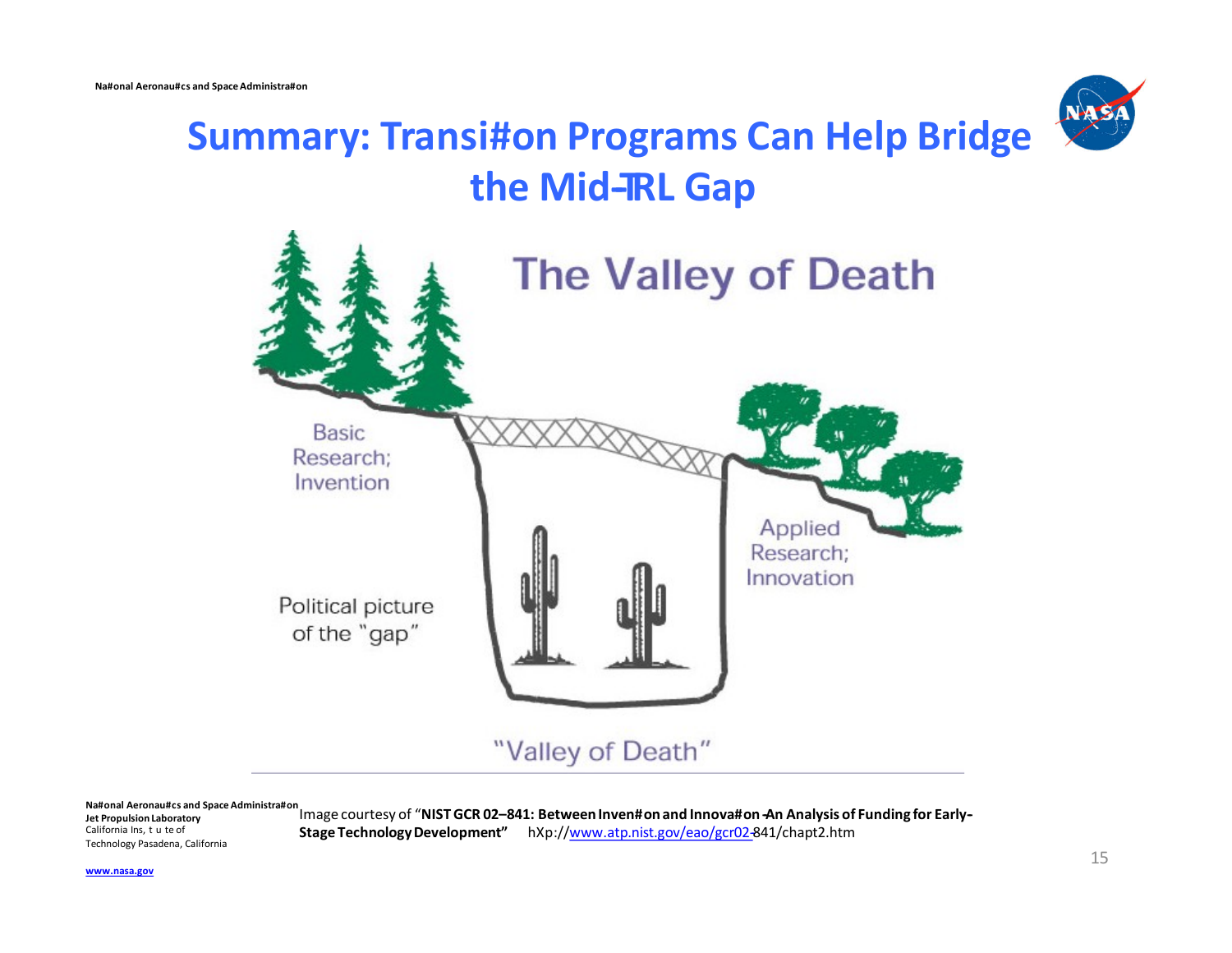# Summary: Transition Programs Can Help Bridge the Mid-TRL Gap

The Valley of Death

Basic Research; Invention

Applied Research; Innovation

Political picture of the "gap"

"Valley of Death"

Image courtesy of "**NIST GCR 02–841: Between Invention and Innovation - An Analysis of Funding for Early-Stage Technology Development"** http://www.atp.nist.gov/eao/gcr02-841/chapt2.htm

National Aeronautics and Space Administration
Jet Propulsion Laboratory
California Institute of Technology Pasadena, California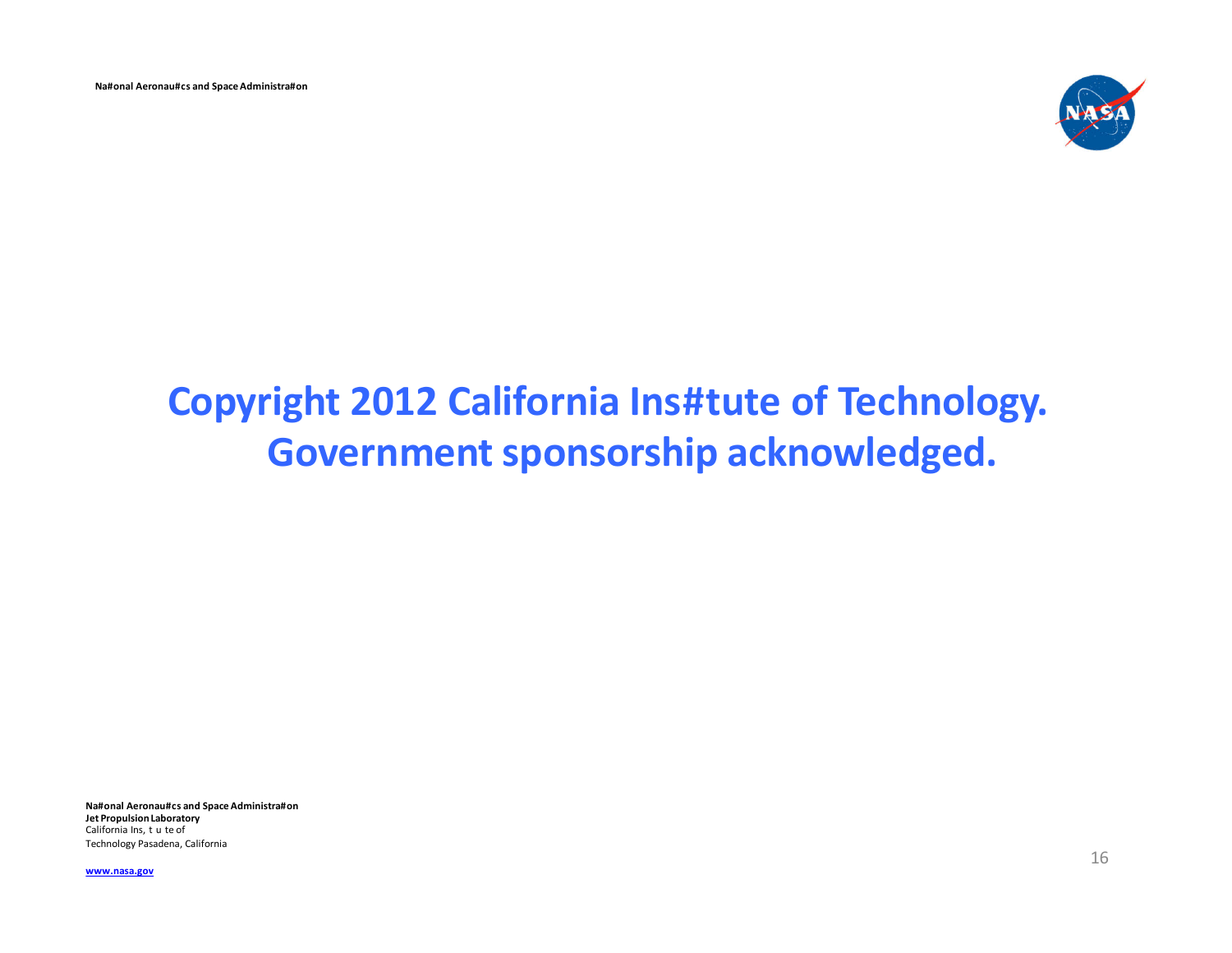**Copyright 2012 California Ins#tute of Technology. Government sponsorship acknowledged.**

**Na#onal Aeronau#cs and Space Administra#on**
**Jet Propulsion Laboratory**
California Ins, t u te of
Technology Pasadena, California

**www.nasa.gov**